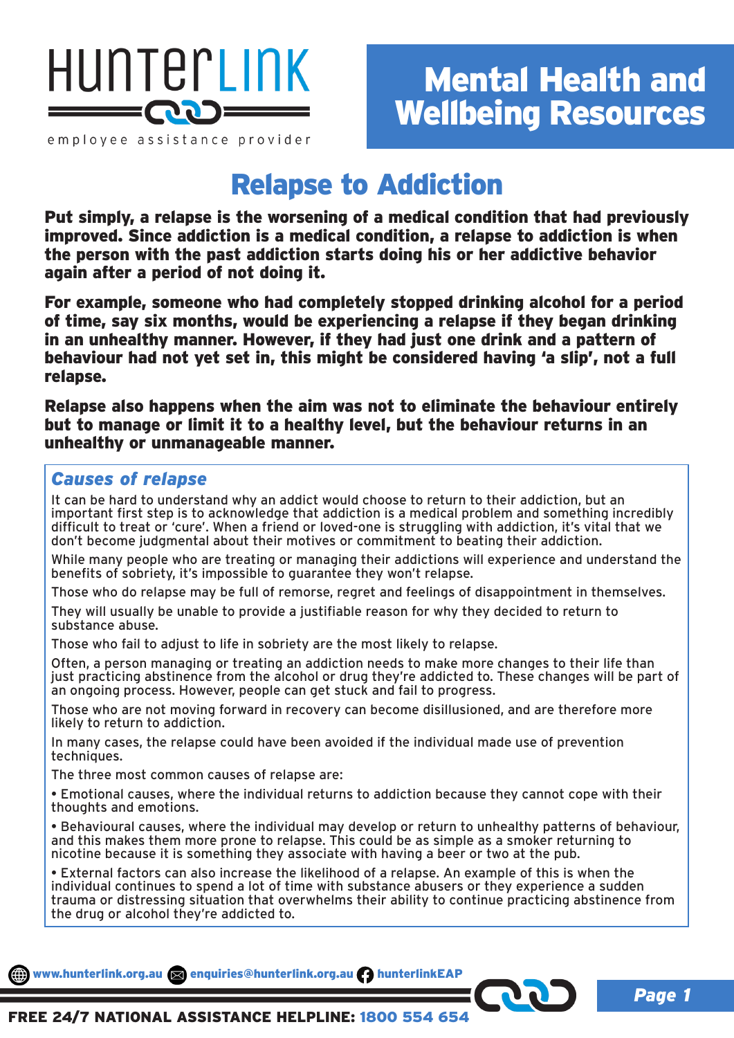# Mental Health and Wellbeing Resources

## Relapse to Addiction

**Put simply, a relapse is the worsening of a medical condition that had previously improved. Since addiction is a medical condition, a relapse to addiction is when the person with the past addiction starts doing his or her addictive behavior again after a period of not doing it.**

**For example, someone who had completely stopped drinking alcohol for a period of time, say six months, would be experiencing a relapse if they began drinking in an unhealthy manner. However, if they had just one drink and a pattern of behaviour had not yet set in, this might be considered having 'a slip', not a full relapse.**

**Relapse also happens when the aim was not to eliminate the behaviour entirely but to manage or limit it to a healthy level, but the behaviour returns in an unhealthy or unmanageable manner.**

### *Causes of relapse*

It can be hard to understand why an addict would choose to return to their addiction, but an important first step is to acknowledge that addiction is a medical problem and something incredibly difficult to treat or 'cure'. When a friend or loved-one is struggling with addiction, it's vital that we don't become judgmental about their motives or commitment to beating their addiction.

While many people who are treating or managing their addictions will experience and understand the benefits of sobriety, it's impossible to guarantee they won't relapse.

Those who do relapse may be full of remorse, regret and feelings of disappointment in themselves.

They will usually be unable to provide a justifiable reason for why they decided to return to substance abuse.

Those who fail to adjust to life in sobriety are the most likely to relapse.

Often, a person managing or treating an addiction needs to make more changes to their life than just practicing abstinence from the alcohol or drug they're addicted to. These changes will be part of an ongoing process. However, people can get stuck and fail to progress.

Those who are not moving forward in recovery can become disillusioned, and are therefore more likely to return to addiction.

In many cases, the relapse could have been avoided if the individual made use of prevention techniques.

The three most common causes of relapse are:

- Emotional causes, where the individual returns to addiction because they cannot cope with their thoughts and emotions.
- Behavioural causes, where the individual may develop or return to unhealthy patterns of behaviour, and this makes them more prone to relapse. This could be as simple as a smoker returning to nicotine because it is something they associate with having a beer or two at the pub.
- External factors can also increase the likelihood of a relapse. An example of this is when the individual continues to spend a lot of time with substance abusers or they experience a sudden trauma or distressing situation that overwhelms their ability to continue practicing abstinence from the drug or alcohol they're addicted to.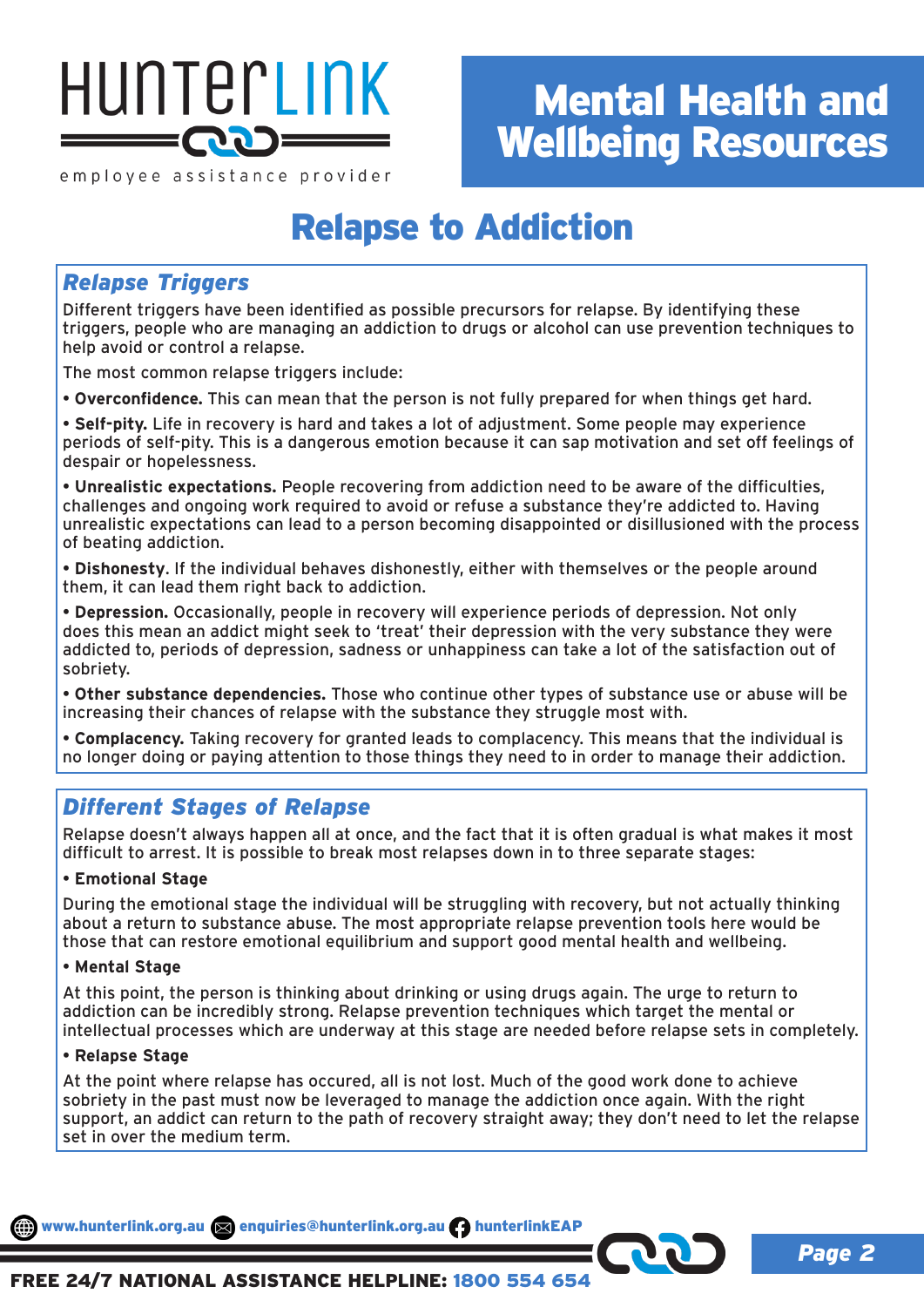# Relapse to Addiction

## Relapse Triggers

Different triggers have been identified as possible precursors for relapse. By identifying these triggers, people who are managing an addiction to drugs or alcohol can use prevention techniques to help avoid or control a relapse.

The most common relapse triggers include:

- **Overconfidence.** This can mean that the person is not fully prepared for when things get hard.
- **Self-pity.** Life in recovery is hard and takes a lot of adjustment. Some people may experience periods of self-pity. This is a dangerous emotion because it can sap motivation and set off feelings of despair or hopelessness.
- **Unrealistic expectations.** People recovering from addiction need to be aware of the difficulties, challenges and ongoing work required to avoid or refuse a substance they're addicted to. Having unrealistic expectations can lead to a person becoming disappointed or disillusioned with the process of beating addiction.
- **Dishonesty**. If the individual behaves dishonestly, either with themselves or the people around them, it can lead them right back to addiction.
- **Depression.** Occasionally, people in recovery will experience periods of depression. Not only does this mean an addict might seek to 'treat' their depression with the very substance they were addicted to, periods of depression, sadness or unhappiness can take a lot of the satisfaction out of sobriety.
- **Other substance dependencies.** Those who continue other types of substance use or abuse will be increasing their chances of relapse with the substance they struggle most with.
- **Complacency.** Taking recovery for granted leads to complacency. This means that the individual is no longer doing or paying attention to those things they need to in order to manage their addiction.

## Different Stages of Relapse

Relapse doesn't always happen all at once, and the fact that it is often gradual is what makes it most difficult to arrest. It is possible to break most relapses down in to three separate stages:

- **Emotional Stage**

During the emotional stage the individual will be struggling with recovery, but not actually thinking about a return to substance abuse. The most appropriate relapse prevention tools here would be those that can restore emotional equilibrium and support good mental health and wellbeing.

- **Mental Stage**

At this point, the person is thinking about drinking or using drugs again. The urge to return to addiction can be incredibly strong. Relapse prevention techniques which target the mental or intellectual processes which are underway at this stage are needed before relapse sets in completely.

- **Relapse Stage**

At the point where relapse has occured, all is not lost. Much of the good work done to achieve sobriety in the past must now be leveraged to manage the addiction once again. With the right support, an addict can return to the path of recovery straight away; they don't need to let the relapse set in over the medium term.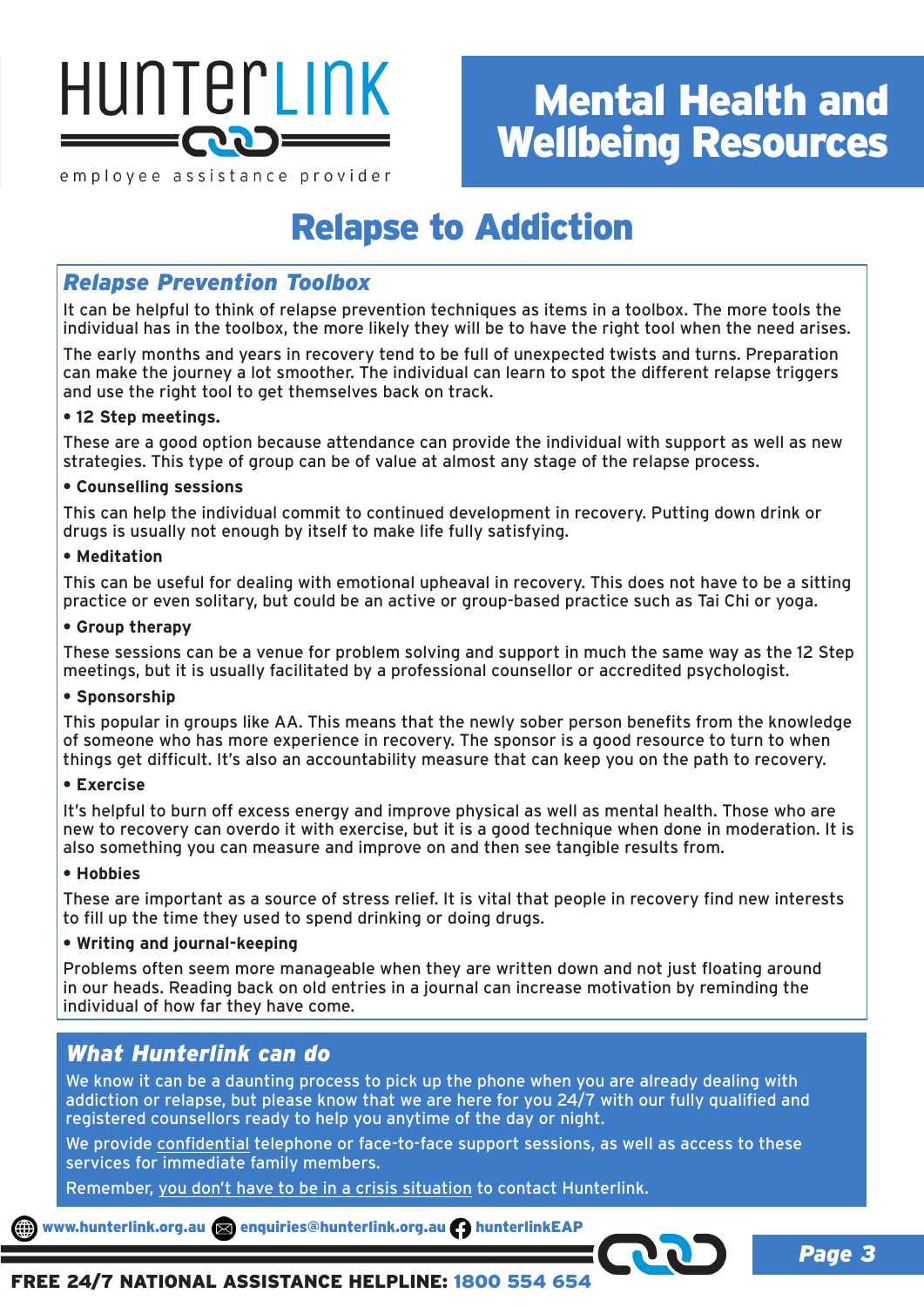# Relapse to Addiction

## *Relapse Prevention Toolbox*

It can be helpful to think of relapse prevention techniques as items in a toolbox. The more tools the individual has in the toolbox, the more likely they will be to have the right tool when the need arises.

The early months and years in recovery tend to be full of unexpected twists and turns. Preparation can make the journey a lot smoother. The individual can learn to spot the different relapse triggers and use the right tool to get themselves back on track.

- **12 Step meetings.**

These are a good option because attendance can provide the individual with support as well as new strategies. This type of group can be of value at almost any stage of the relapse process.

- **Counselling sessions**

This can help the individual commit to continued development in recovery. Putting down drink or drugs is usually not enough by itself to make life fully satisfying.

- **Meditation**

This can be useful for dealing with emotional upheaval in recovery. This does not have to be a sitting practice or even solitary, but could be an active or group-based practice such as Tai Chi or yoga.

- **Group therapy**

These sessions can be a venue for problem solving and support in much the same way as the 12 Step meetings, but it is usually facilitated by a professional counsellor or accredited psychologist.

- **Sponsorship**

This popular in groups like AA. This means that the newly sober person benefits from the knowledge of someone who has more experience in recovery. The sponsor is a good resource to turn to when things get difficult. It's also an accountability measure that can keep you on the path to recovery.

- **Exercise**

It's helpful to burn off excess energy and improve physical as well as mental health. Those who are new to recovery can overdo it with exercise, but it is a good technique when done in moderation. It is also something you can measure and improve on and then see tangible results from.

- **Hobbies**

These are important as a source of stress relief. It is vital that people in recovery find new interests to fill up the time they used to spend drinking or doing drugs.

- **Writing and journal-keeping**

Problems often seem more manageable when they are written down and not just floating around in our heads. Reading back on old entries in a journal can increase motivation by reminding the individual of how far they have come.

## *What Hunterlink can do*

We know it can be a daunting process to pick up the phone when you are already dealing with addiction or relapse, but please know that we are here for you 24/7 with our fully qualified and registered counsellors ready to help you anytime of the day or night.

We provide confidential telephone or face-to-face support sessions, as well as access to these services for immediate family members.

Remember, you don't have to be in a crisis situation to contact Hunterlink.

www.hunterlink.org.au enquiries@hunterlink.org.au hunterlinkEAP

**FREE 24/7 NATIONAL ASSISTANCE HELPLINE: 1800 554 654**